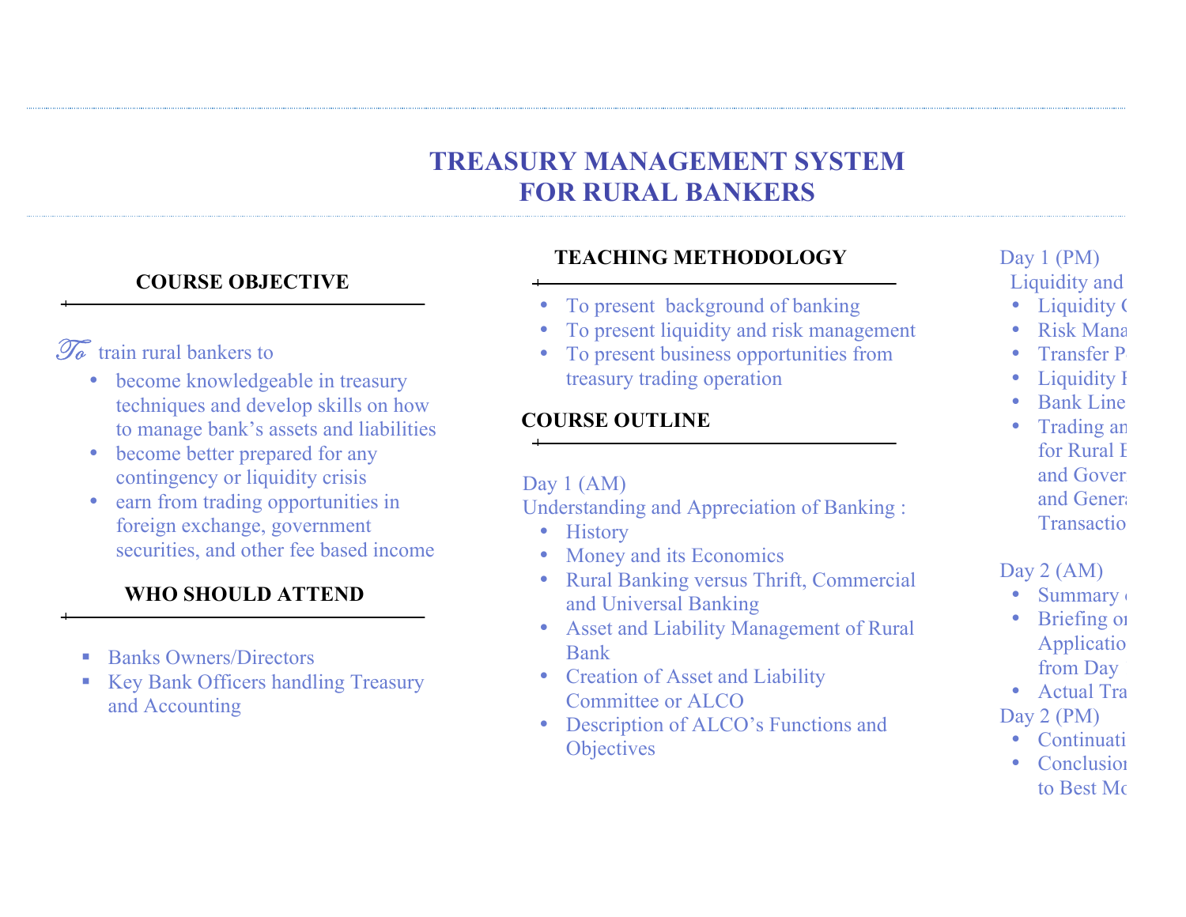# TREASURY MANAGEMENT SYSTEM FOR RURAL BANKERS

## COURSE OBJECTIVE

*To* train rural bankers to

- become knowledgeable in treasury techniques and develop skills on how to manage bank's assets and liabilities
- become better prepared for any contingency or liquidity crisis
- earn from trading opportunities in foreign exchange, government securities, and other fee based income

## WHO SHOULD ATTEND

- Banks Owners/Directors
- Key Bank Officers handling Treasury and Accounting

## TEACHING METHODOLOGY

- To present background of banking
- To present liquidity and risk management
- To present business opportunities from treasury trading operation

## COURSE OUTLINE

Day 1 (AM)
Understanding and Appreciation of Banking :

- History
- Money and its Economics
- Rural Banking versus Thrift, Commercial and Universal Banking
- Asset and Liability Management of Rural Bank
- Creation of Asset and Liability Committee or ALCO
- Description of ALCO's Functions and Objectives

Day 1 (PM)
Liquidity and

- Liquidity C
- Risk Mana
- Transfer P
- Liquidity F
- Bank Line
- Trading an for Rural B and Gover and Genera Transactio

Day 2 (AM)

- Summary
- Briefing o Applicatio from Day
- Actual Tra

Day 2 (PM)

- Continuati
- Conclusion to Best Mo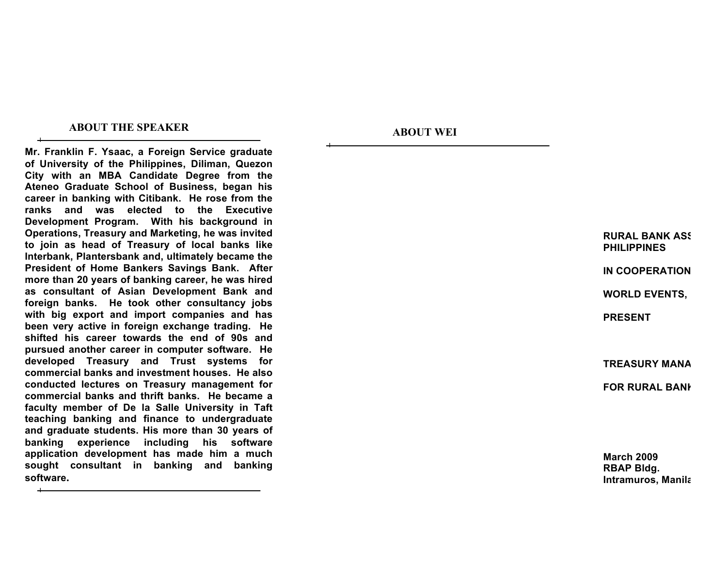## ABOUT THE SPEAKER

**Mr. Franklin F. Ysaac, a Foreign Service graduate of University of the Philippines, Diliman, Quezon City with an MBA Candidate Degree from the Ateneo Graduate School of Business, began his career in banking with Citibank. He rose from the ranks and was elected to the Executive Development Program. With his background in Operations, Treasury and Marketing, he was invited to join as head of Treasury of local banks like Interbank, Plantersbank and, ultimately became the President of Home Bankers Savings Bank. After more than 20 years of banking career, he was hired as consultant of Asian Development Bank and foreign banks. He took other consultancy jobs with big export and import companies and has been very active in foreign exchange trading. He shifted his career towards the end of 90s and pursued another career in computer software. He developed Treasury and Trust systems for commercial banks and investment houses. He also conducted lectures on Treasury management for commercial banks and thrift banks. He became a faculty member of De la Salle University in Taft teaching banking and finance to undergraduate and graduate students. His more than 30 years of banking experience including his software application development has made him a much sought consultant in banking and banking software.**

## ABOUT WEI

**RURAL BANK ASS**
**PHILIPPINES**

**IN COOPERATION**

**WORLD EVENTS,**

**PRESENT**

**TREASURY MANA**

**FOR RURAL BANK**

**March 2009**
**RBAP Bldg.**
**Intramuros, Manila**